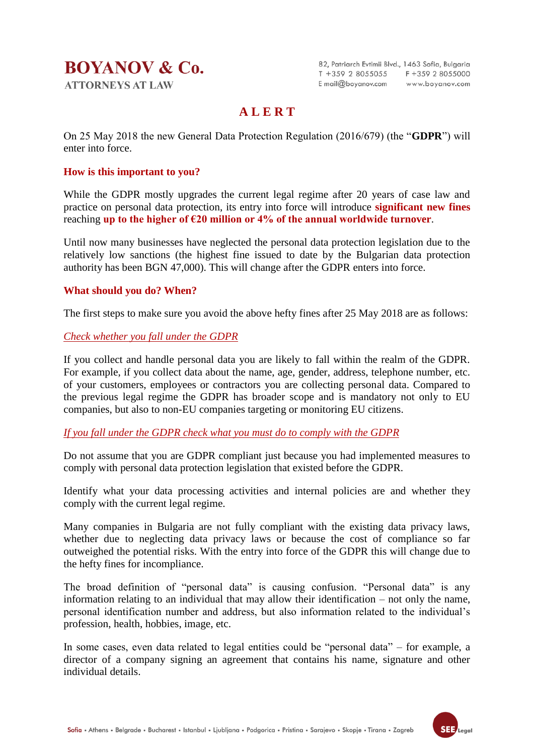**BOYANOV & Co.**
ATTORNEYS AT LAW

82, Patriarch Evtimii Blvd., 1463 Sofia, Bulgaria
T +359 2 8055055 F +359 2 8055000
E mail@boyanov.com www.boyanov.com

# ALERT

On 25 May 2018 the new General Data Protection Regulation (2016/679) (the "**GDPR**") will enter into force.

## How is this important to you?

While the GDPR mostly upgrades the current legal regime after 20 years of case law and practice on personal data protection, its entry into force will introduce **significant new fines** reaching **up to the higher of €20 million or 4% of the annual worldwide turnover**.

Until now many businesses have neglected the personal data protection legislation due to the relatively low sanctions (the highest fine issued to date by the Bulgarian data protection authority has been BGN 47,000). This will change after the GDPR enters into force.

## What should you do? When?

The first steps to make sure you avoid the above hefty fines after 25 May 2018 are as follows:

### *Check whether you fall under the GDPR*

If you collect and handle personal data you are likely to fall within the realm of the GDPR. For example, if you collect data about the name, age, gender, address, telephone number, etc. of your customers, employees or contractors you are collecting personal data. Compared to the previous legal regime the GDPR has broader scope and is mandatory not only to EU companies, but also to non-EU companies targeting or monitoring EU citizens.

### *If you fall under the GDPR check what you must do to comply with the GDPR*

Do not assume that you are GDPR compliant just because you had implemented measures to comply with personal data protection legislation that existed before the GDPR.

Identify what your data processing activities and internal policies are and whether they comply with the current legal regime.

Many companies in Bulgaria are not fully compliant with the existing data privacy laws, whether due to neglecting data privacy laws or because the cost of compliance so far outweighed the potential risks. With the entry into force of the GDPR this will change due to the hefty fines for incompliance.

The broad definition of "personal data" is causing confusion. "Personal data" is any information relating to an individual that may allow their identification – not only the name, personal identification number and address, but also information related to the individual's profession, health, hobbies, image, etc.

In some cases, even data related to legal entities could be "personal data" – for example, a director of a company signing an agreement that contains his name, signature and other individual details.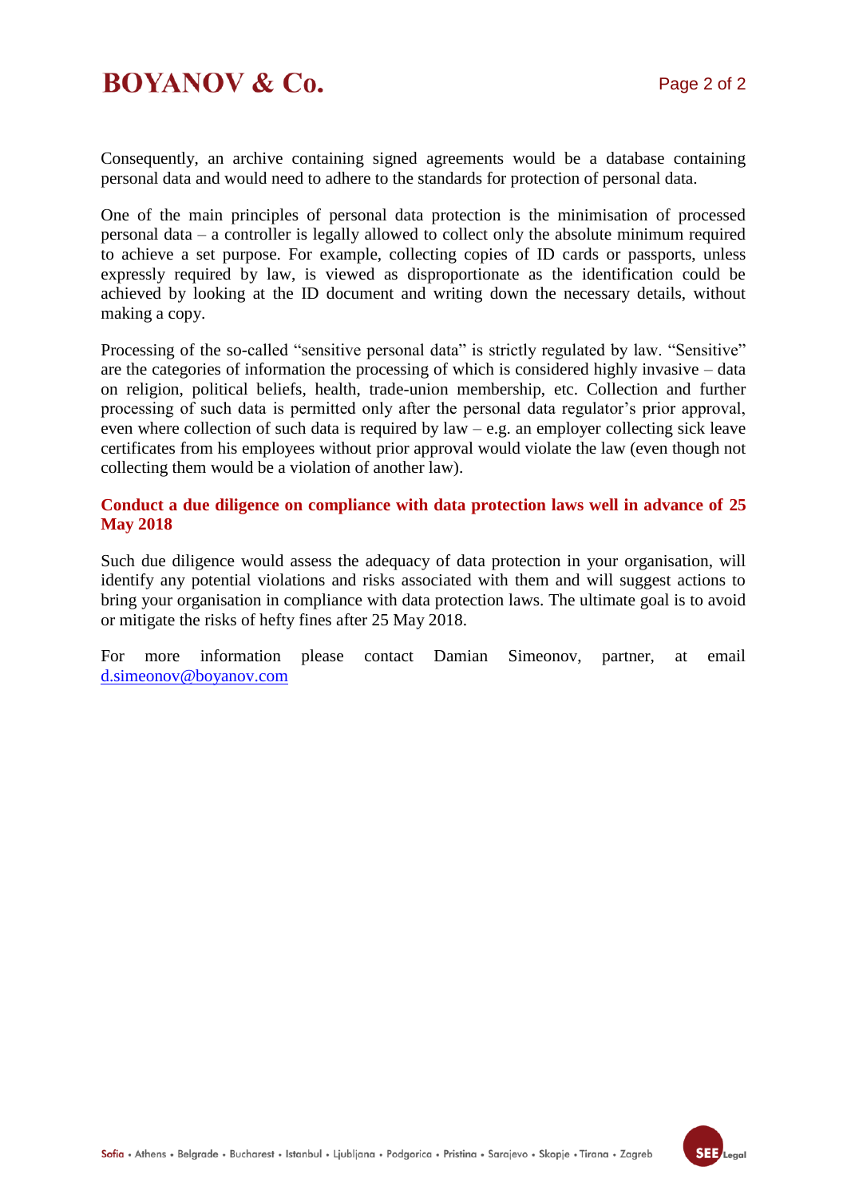Consequently, an archive containing signed agreements would be a database containing personal data and would need to adhere to the standards for protection of personal data.

One of the main principles of personal data protection is the minimisation of processed personal data – a controller is legally allowed to collect only the absolute minimum required to achieve a set purpose. For example, collecting copies of ID cards or passports, unless expressly required by law, is viewed as disproportionate as the identification could be achieved by looking at the ID document and writing down the necessary details, without making a copy.

Processing of the so-called "sensitive personal data" is strictly regulated by law. "Sensitive" are the categories of information the processing of which is considered highly invasive – data on religion, political beliefs, health, trade-union membership, etc. Collection and further processing of such data is permitted only after the personal data regulator's prior approval, even where collection of such data is required by law – e.g. an employer collecting sick leave certificates from his employees without prior approval would violate the law (even though not collecting them would be a violation of another law).

**Conduct a due diligence on compliance with data protection laws well in advance of 25 May 2018**

Such due diligence would assess the adequacy of data protection in your organisation, will identify any potential violations and risks associated with them and will suggest actions to bring your organisation in compliance with data protection laws. The ultimate goal is to avoid or mitigate the risks of hefty fines after 25 May 2018.

For more information please contact Damian Simeonov, partner, at email d.simeonov@boyanov.com